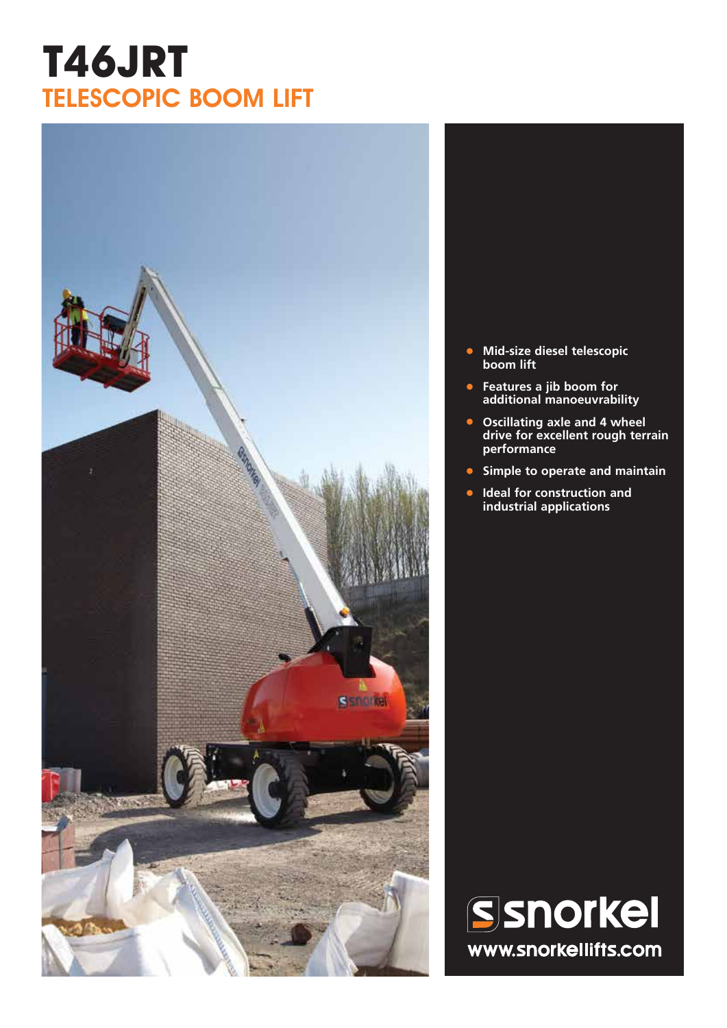# T46JRT

## TELESCOPIC BOOM LIFT

- Mid-size diesel telescopic boom lift
- Features a jib boom for additional manoeuvrability
- Oscillating axle and 4 wheel drive for excellent rough terrain performance
- Simple to operate and maintain
- Ideal for construction and industrial applications

snorkel

www.snorkellifts.com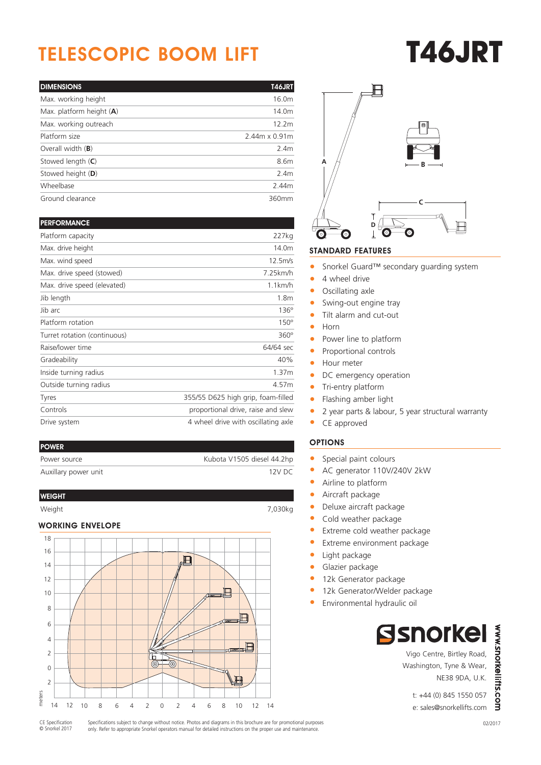# TELESCOPIC BOOM LIFT

# T46JRT

| DIMENSIONS | T46JRT |
| --- | --- |
| Max. working height | 16.0m |
| Max. platform height (**A**) | 14.0m |
| Max. working outreach | 12.2m |
| Platform size | 2.44m x 0.91m |
| Overall width (**B**) | 2.4m |
| Stowed length (**C**) | 8.6m |
| Stowed height (**D**) | 2.4m |
| Wheelbase | 2.44m |
| Ground clearance | 360mm |

| PERFORMANCE | |
| --- | --- |
| Platform capacity | 227kg |
| Max. drive height | 14.0m |
| Max. wind speed | 12.5m/s |
| Max. drive speed (stowed) | 7.25km/h |
| Max. drive speed (elevated) | 1.1km/h |
| Jib length | 1.8m |
| Jib arc | 136° |
| Platform rotation | 150° |
| Turret rotation (continuous) | 360° |
| Raise/lower time | 64/64 sec |
| Gradeability | 40% |
| Inside turning radius | 1.37m |
| Outside turning radius | 4.57m |
| Tyres | 355/55 D625 high grip, foam-filled |
| Controls | proportional drive, raise and slew |
| Drive system | 4 wheel drive with oscillating axle |

| POWER | |
| --- | --- |
| Power source | Kubota V1505 diesel 44.2hp |
| Auxillary power unit | 12V DC |

| WEIGHT | |
| --- | --- |
| Weight | 7,030kg |

## WORKING ENVELOPE

18
16
14
12
10
8
6
4
2
0
2
meters
14 12 10 8 6 4 2 0 2 4 6 8 10 12 14

A
B
C
D

## STANDARD FEATURES

- Snorkel Guard™ secondary guarding system
- 4 wheel drive
- Oscillating axle
- Swing-out engine tray
- Tilt alarm and cut-out
- Horn
- Power line to platform
- Proportional controls
- Hour meter
- DC emergency operation
- Tri-entry platform
- Flashing amber light
- 2 year parts & labour, 5 year structural warranty
- CE approved

## OPTIONS

- Special paint colours
- AC generator 110V/240V 2kW
- Airline to platform
- Aircraft package
- Deluxe aircraft package
- Cold weather package
- Extreme cold weather package
- Extreme environment package
- Light package
- Glazier package
- 12k Generator package
- 12k Generator/Welder package
- Environmental hydraulic oil

**snorkel**

Vigo Centre, Birtley Road,
Washington, Tyne & Wear,
NE38 9DA, U.K.

t: +44 (0) 845 1550 057
e: sales@snorkellifts.com

www.snorkellifts.com

CE Specification
© Snorkel 2017

Specifications subject to change without notice. Photos and diagrams in this brochure are for promotional purposes only. Refer to appropriate Snorkel operators manual for detailed instructions on the proper use and maintenance.

02/2017